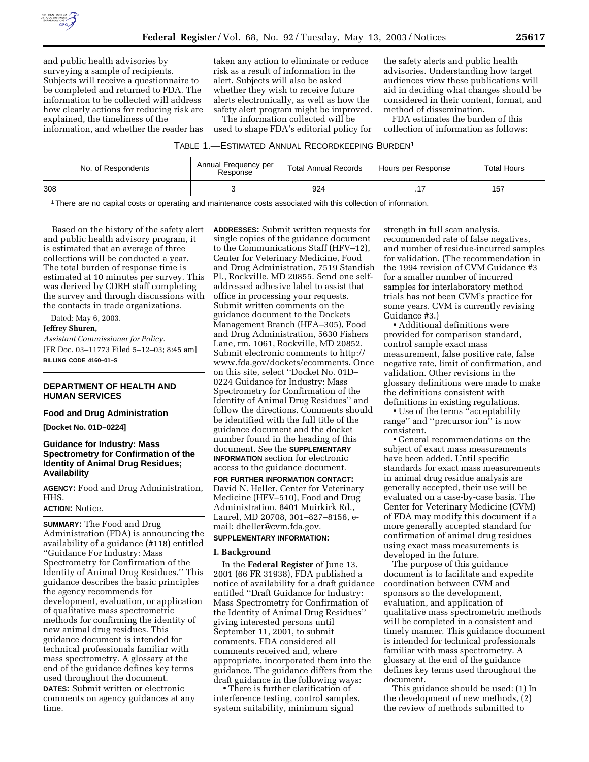and public health advisories by surveying a sample of recipients. Subjects will receive a questionnaire to be completed and returned to FDA. The information to be collected will address how clearly actions for reducing risk are explained, the timeliness of the information, and whether the reader has taken any action to eliminate or reduce risk as a result of information in the alert. Subjects will also be asked whether they wish to receive future alerts electronically, as well as how the safety alert program might be improved.

The information collected will be used to shape FDA's editorial policy for the safety alerts and public health advisories. Understanding how target audiences view these publications will aid in deciding what changes should be considered in their content, format, and method of dissemination.

FDA estimates the burden of this collection of information as follows:

TABLE 1.—ESTIMATED ANNUAL RECORDKEEPING BURDEN[1]

| No. of Respondents | Annual Frequency per Response | Total Annual Records | Hours per Response | Total Hours |
|---|---|---|---|---|
| 308 | 3 | 924 | .17 | 157 |

[1] There are no capital costs or operating and maintenance costs associated with this collection of information.

Based on the history of the safety alert and public health advisory program, it is estimated that an average of three collections will be conducted a year. The total burden of response time is estimated at 10 minutes per survey. This was derived by CDRH staff completing the survey and through discussions with the contacts in trade organizations.

Dated: May 6, 2003.

**Jeffrey Shuren,**

*Assistant Commissioner for Policy.*

[FR Doc. 03–11773 Filed 5–12–03; 8:45 am]

**BILLING CODE 4160–01–S**

## DEPARTMENT OF HEALTH AND HUMAN SERVICES

### Food and Drug Administration

**[Docket No. 01D–0224]**

### Guidance for Industry: Mass Spectrometry for Confirmation of the Identity of Animal Drug Residues; Availability

**AGENCY:** Food and Drug Administration, HHS.

**ACTION:** Notice.

**SUMMARY:** The Food and Drug Administration (FDA) is announcing the availability of a guidance (#118) entitled ''Guidance For Industry: Mass Spectrometry for Confirmation of the Identity of Animal Drug Residues.'' This guidance describes the basic principles the agency recommends for development, evaluation, or application of qualitative mass spectrometric methods for confirming the identity of new animal drug residues. This guidance document is intended for technical professionals familiar with mass spectrometry. A glossary at the end of the guidance defines key terms used throughout the document.

**DATES:** Submit written or electronic comments on agency guidances at any time.

**ADDRESSES:** Submit written requests for single copies of the guidance document to the Communications Staff (HFV–12), Center for Veterinary Medicine, Food and Drug Administration, 7519 Standish Pl., Rockville, MD 20855. Send one self-addressed adhesive label to assist that office in processing your requests. Submit written comments on the guidance document to the Dockets Management Branch (HFA–305), Food and Drug Administration, 5630 Fishers Lane, rm. 1061, Rockville, MD 20852. Submit electronic comments to http://www.fda.gov/dockets/ecomments. Once on this site, select ''Docket No. 01D–0224 Guidance for Industry: Mass Spectrometry for Confirmation of the Identity of Animal Drug Residues'' and follow the directions. Comments should be identified with the full title of the guidance document and the docket number found in the heading of this document. See the **SUPPLEMENTARY INFORMATION** section for electronic access to the guidance document.

**FOR FURTHER INFORMATION CONTACT:** David N. Heller, Center for Veterinary Medicine (HFV–510), Food and Drug Administration, 8401 Muirkirk Rd., Laurel, MD 20708, 301–827–8156, e-mail: dheller@cvm.fda.gov.

**SUPPLEMENTARY INFORMATION:**

#### I. Background

In the **Federal Register** of June 13, 2001 (66 FR 31938), FDA published a notice of availability for a draft guidance entitled ''Draft Guidance for Industry: Mass Spectrometry for Confirmation of the Identity of Animal Drug Residues'' giving interested persons until September 11, 2001, to submit comments. FDA considered all comments received and, where appropriate, incorporated them into the guidance. The guidance differs from the draft guidance in the following ways:

- There is further clarification of interference testing, control samples, system suitability, minimum signal strength in full scan analysis, recommended rate of false negatives, and number of residue-incurred samples for validation. (The recommendation in the 1994 revision of CVM Guidance #3 for a smaller number of incurred samples for interlaboratory method trials has not been CVM's practice for some years. CVM is currently revising Guidance #3.)
- Additional definitions were provided for comparison standard, control sample exact mass measurement, false positive rate, false negative rate, limit of confirmation, and validation. Other revisions in the glossary definitions were made to make the definitions consistent with definitions in existing regulations.
- Use of the terms ''acceptability range'' and ''precursor ion'' is now consistent.
- General recommendations on the subject of exact mass measurements have been added. Until specific standards for exact mass measurements in animal drug residue analysis are generally accepted, their use will be evaluated on a case-by-case basis. The Center for Veterinary Medicine (CVM) of FDA may modify this document if a more generally accepted standard for confirmation of animal drug residues using exact mass measurements is developed in the future.

The purpose of this guidance document is to facilitate and expedite coordination between CVM and sponsors so the development, evaluation, and application of qualitative mass spectrometric methods will be completed in a consistent and timely manner. This guidance document is intended for technical professionals familiar with mass spectrometry. A glossary at the end of the guidance defines key terms used throughout the document.

This guidance should be used: (1) In the development of new methods, (2) the review of methods submitted to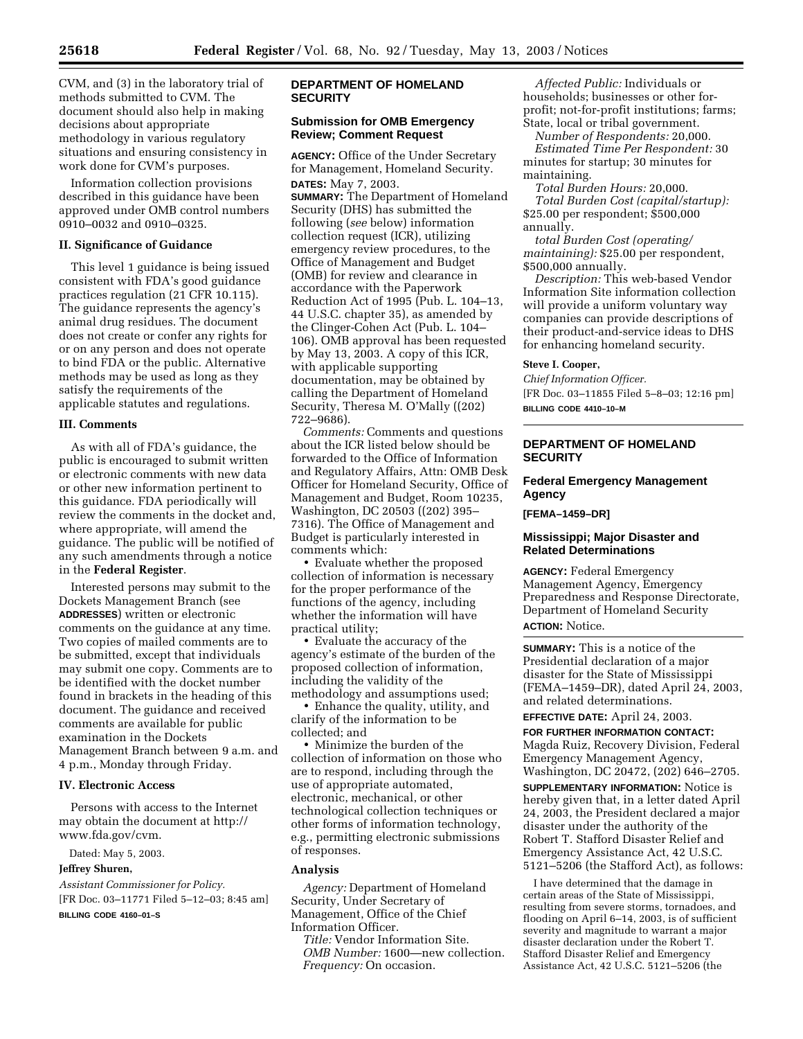CVM, and (3) in the laboratory trial of methods submitted to CVM. The document should also help in making decisions about appropriate methodology in various regulatory situations and ensuring consistency in work done for CVM's purposes.

Information collection provisions described in this guidance have been approved under OMB control numbers 0910–0032 and 0910–0325.

### II. Significance of Guidance

This level 1 guidance is being issued consistent with FDA's good guidance practices regulation (21 CFR 10.115). The guidance represents the agency's animal drug residues. The document does not create or confer any rights for or on any person and does not operate to bind FDA or the public. Alternative methods may be used as long as they satisfy the requirements of the applicable statutes and regulations.

### III. Comments

As with all of FDA's guidance, the public is encouraged to submit written or electronic comments with new data or other new information pertinent to this guidance. FDA periodically will review the comments in the docket and, where appropriate, will amend the guidance. The public will be notified of any such amendments through a notice in the **Federal Register**.

Interested persons may submit to the Dockets Management Branch (see **ADDRESSES**) written or electronic comments on the guidance at any time. Two copies of mailed comments are to be submitted, except that individuals may submit one copy. Comments are to be identified with the docket number found in brackets in the heading of this document. The guidance and received comments are available for public examination in the Dockets Management Branch between 9 a.m. and 4 p.m., Monday through Friday.

### IV. Electronic Access

Persons with access to the Internet may obtain the document at http://www.fda.gov/cvm.

Dated: May 5, 2003.

**Jeffrey Shuren,**

*Assistant Commissioner for Policy.*

[FR Doc. 03–11771 Filed 5–12–03; 8:45 am]

**BILLING CODE 4160–01–S**

## DEPARTMENT OF HOMELAND SECURITY

### Submission for OMB Emergency Review; Comment Request

**AGENCY:** Office of the Under Secretary for Management, Homeland Security.

**DATES:** May 7, 2003.

**SUMMARY:** The Department of Homeland Security (DHS) has submitted the following (*see* below) information collection request (ICR), utilizing emergency review procedures, to the Office of Management and Budget (OMB) for review and clearance in accordance with the Paperwork Reduction Act of 1995 (Pub. L. 104–13, 44 U.S.C. chapter 35), as amended by the Clinger-Cohen Act (Pub. L. 104–106). OMB approval has been requested by May 13, 2003. A copy of this ICR, with applicable supporting documentation, may be obtained by calling the Department of Homeland Security, Theresa M. O'Mally ((202) 722–9686).

*Comments:* Comments and questions about the ICR listed below should be forwarded to the Office of Information and Regulatory Affairs, Attn: OMB Desk Officer for Homeland Security, Office of Management and Budget, Room 10235, Washington, DC 20503 ((202) 395–7316). The Office of Management and Budget is particularly interested in comments which:

- Evaluate whether the proposed collection of information is necessary for the proper performance of the functions of the agency, including whether the information will have practical utility;
- Evaluate the accuracy of the agency's estimate of the burden of the proposed collection of information, including the validity of the methodology and assumptions used;
- Enhance the quality, utility, and clarify of the information to be collected; and
- Minimize the burden of the collection of information on those who are to respond, including through the use of appropriate automated, electronic, mechanical, or other technological collection techniques or other forms of information technology, e.g., permitting electronic submissions of responses.

### Analysis

*Agency:* Department of Homeland Security, Under Secretary of Management, Office of the Chief Information Officer.

*Title:* Vendor Information Site.

*OMB Number:* 1600—new collection.

*Frequency:* On occasion.

*Affected Public:* Individuals or households; businesses or other for-profit; not-for-profit institutions; farms; State, local or tribal government.

*Number of Respondents:* 20,000.

*Estimated Time Per Respondent:* 30 minutes for startup; 30 minutes for maintaining.

*Total Burden Hours:* 20,000.

*Total Burden Cost (capital/startup):* $25.00 per respondent; $500,000 annually.

*total Burden Cost (operating/maintaining):* $25.00 per respondent, $500,000 annually.

*Description:* This web-based Vendor Information Site information collection will provide a uniform voluntary way companies can provide descriptions of their product-and-service ideas to DHS for enhancing homeland security.

**Steve I. Cooper,**

*Chief Information Officer.*

[FR Doc. 03–11855 Filed 5–8–03; 12:16 pm]

**BILLING CODE 4410–10–M**

## DEPARTMENT OF HOMELAND SECURITY

### Federal Emergency Management Agency

**[FEMA–1459–DR]**

### Mississippi; Major Disaster and Related Determinations

**AGENCY:** Federal Emergency Management Agency, Emergency Preparedness and Response Directorate, Department of Homeland Security

**ACTION:** Notice.

**SUMMARY:** This is a notice of the Presidential declaration of a major disaster for the State of Mississippi (FEMA–1459–DR), dated April 24, 2003, and related determinations.

**EFFECTIVE DATE:** April 24, 2003.

**FOR FURTHER INFORMATION CONTACT:** Magda Ruiz, Recovery Division, Federal Emergency Management Agency, Washington, DC 20472, (202) 646–2705.

**SUPPLEMENTARY INFORMATION:** Notice is hereby given that, in a letter dated April 24, 2003, the President declared a major disaster under the authority of the Robert T. Stafford Disaster Relief and Emergency Assistance Act, 42 U.S.C. 5121–5206 (the Stafford Act), as follows:

I have determined that the damage in certain areas of the State of Mississippi, resulting from severe storms, tornadoes, and flooding on April 6–14, 2003, is of sufficient severity and magnitude to warrant a major disaster declaration under the Robert T. Stafford Disaster Relief and Emergency Assistance Act, 42 U.S.C. 5121–5206 (the